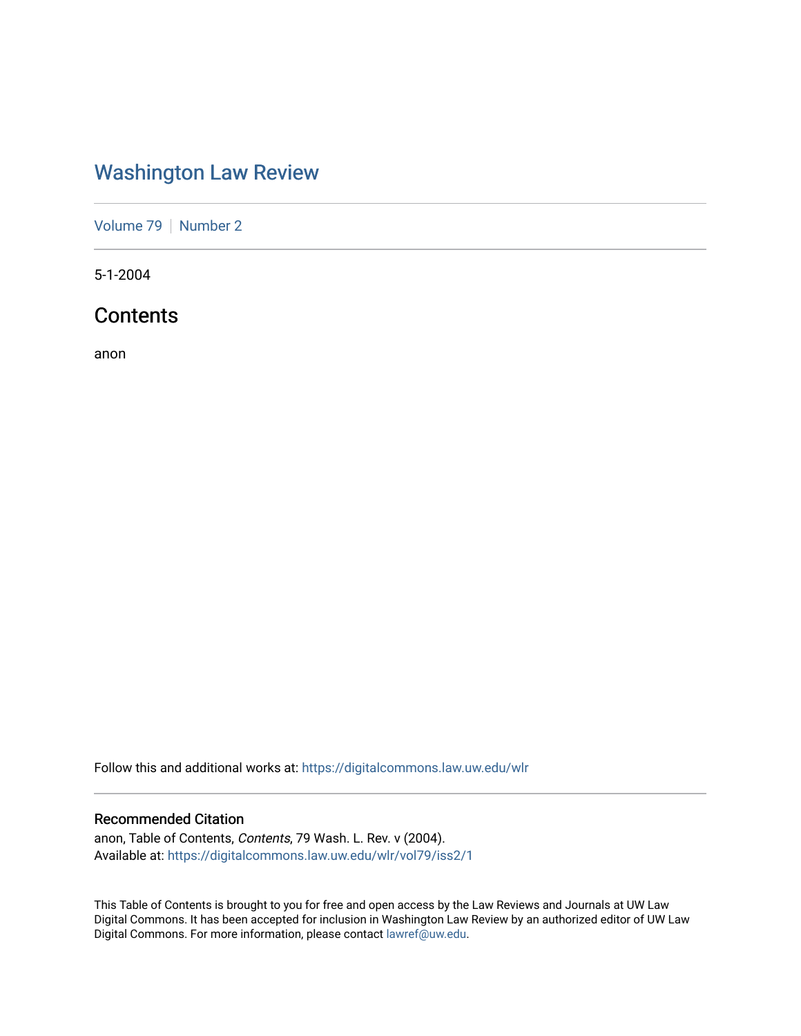# Washington Law Review

Volume 79 | Number 2

5-1-2004

## Contents

anon

Follow this and additional works at: https://digitalcommons.law.uw.edu/wlr

### Recommended Citation

anon, Table of Contents, *Contents*, 79 Wash. L. Rev. v (2004).
Available at: https://digitalcommons.law.uw.edu/wlr/vol79/iss2/1

This Table of Contents is brought to you for free and open access by the Law Reviews and Journals at UW Law Digital Commons. It has been accepted for inclusion in Washington Law Review by an authorized editor of UW Law Digital Commons. For more information, please contact lawref@uw.edu.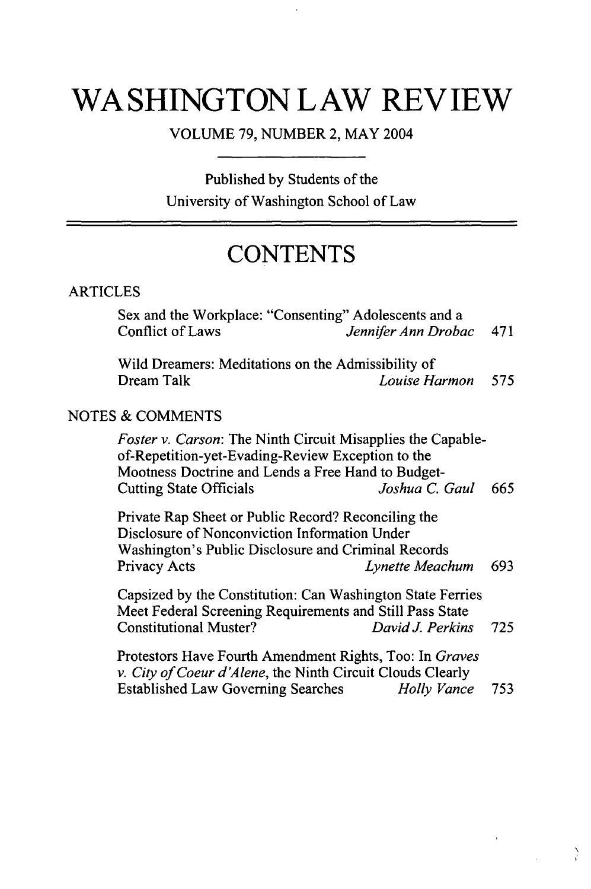# WASHINGTON LAW REVIEW

VOLUME 79, NUMBER 2, MAY 2004

Published by Students of the
University of Washington School of Law

## CONTENTS

### ARTICLES

Sex and the Workplace: "Consenting" Adolescents and a Conflict of Laws — *Jennifer Ann Drobac* — 471

Wild Dreamers: Meditations on the Admissibility of Dream Talk — *Louise Harmon* — 575

### NOTES & COMMENTS

*Foster v. Carson*: The Ninth Circuit Misapplies the Capable-of-Repetition-yet-Evading-Review Exception to the Mootness Doctrine and Lends a Free Hand to Budget-Cutting State Officials — *Joshua C. Gaul* — 665

Private Rap Sheet or Public Record? Reconciling the Disclosure of Nonconviction Information Under Washington's Public Disclosure and Criminal Records Privacy Acts — *Lynette Meachum* — 693

Capsized by the Constitution: Can Washington State Ferries Meet Federal Screening Requirements and Still Pass State Constitutional Muster? — *David J. Perkins* — 725

Protestors Have Fourth Amendment Rights, Too: In *Graves v. City of Coeur d'Alene*, the Ninth Circuit Clouds Clearly Established Law Governing Searches — *Holly Vance* — 753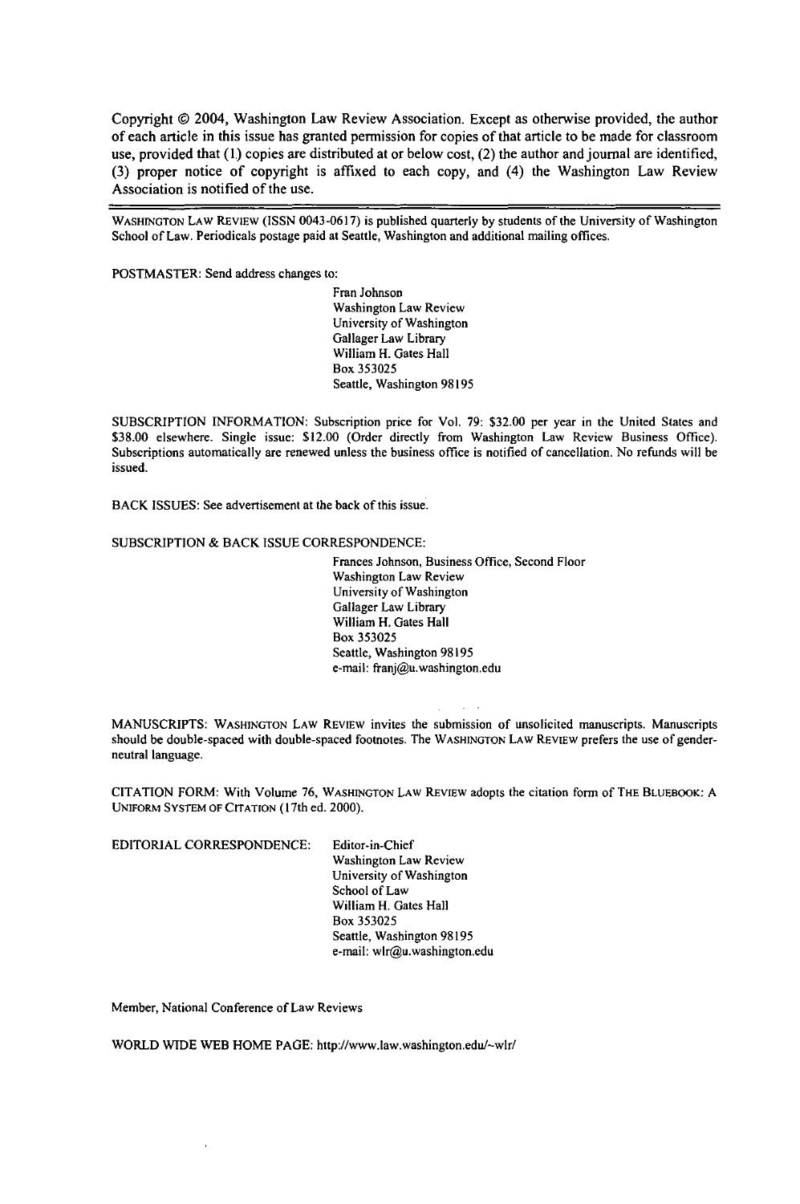Copyright © 2004, Washington Law Review Association. Except as otherwise provided, the author of each article in this issue has granted permission for copies of that article to be made for classroom use, provided that (1) copies are distributed at or below cost, (2) the author and journal are identified, (3) proper notice of copyright is affixed to each copy, and (4) the Washington Law Review Association is notified of the use.

---

WASHINGTON LAW REVIEW (ISSN 0043-0617) is published quarterly by students of the University of Washington School of Law. Periodicals postage paid at Seattle, Washington and additional mailing offices.

POSTMASTER: Send address changes to:

Fran Johnson
Washington Law Review
University of Washington
Gallager Law Library
William H. Gates Hall
Box 353025
Seattle, Washington 98195

SUBSCRIPTION INFORMATION: Subscription price for Vol. 79: $32.00 per year in the United States and $38.00 elsewhere. Single issue: $12.00 (Order directly from Washington Law Review Business Office). Subscriptions automatically are renewed unless the business office is notified of cancellation. No refunds will be issued.

BACK ISSUES: See advertisement at the back of this issue.

SUBSCRIPTION & BACK ISSUE CORRESPONDENCE:

Frances Johnson, Business Office, Second Floor
Washington Law Review
University of Washington
Gallager Law Library
William H. Gates Hall
Box 353025
Seattle, Washington 98195
e-mail: franj@u.washington.edu

MANUSCRIPTS: WASHINGTON LAW REVIEW invites the submission of unsolicited manuscripts. Manuscripts should be double-spaced with double-spaced footnotes. The WASHINGTON LAW REVIEW prefers the use of gender-neutral language.

CITATION FORM: With Volume 76, WASHINGTON LAW REVIEW adopts the citation form of THE BLUEBOOK: A UNIFORM SYSTEM OF CITATION (17th ed. 2000).

EDITORIAL CORRESPONDENCE:

Editor-in-Chief
Washington Law Review
University of Washington
School of Law
William H. Gates Hall
Box 353025
Seattle, Washington 98195
e-mail: wlr@u.washington.edu

Member, National Conference of Law Reviews

WORLD WIDE WEB HOME PAGE: http://www.law.washington.edu/~wlr/